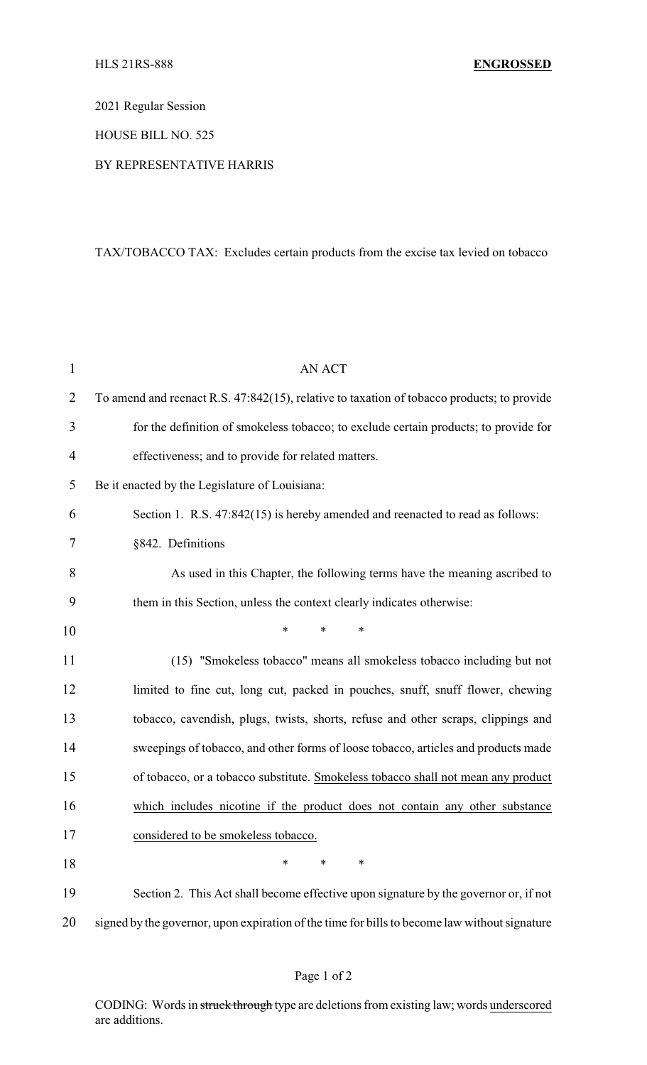HLS 21RS-888 **ENGROSSED**

2021 Regular Session

HOUSE BILL NO. 525

BY REPRESENTATIVE HARRIS

TAX/TOBACCO TAX: Excludes certain products from the excise tax levied on tobacco

AN ACT

To amend and reenact R.S. 47:842(15), relative to taxation of tobacco products; to provide for the definition of smokeless tobacco; to exclude certain products; to provide for effectiveness; and to provide for related matters.

Be it enacted by the Legislature of Louisiana:

Section 1. R.S. 47:842(15) is hereby amended and reenacted to read as follows:

§842. Definitions

As used in this Chapter, the following terms have the meaning ascribed to them in this Section, unless the context clearly indicates otherwise:

\* \* \*

(15) "Smokeless tobacco" means all smokeless tobacco including but not limited to fine cut, long cut, packed in pouches, snuff, snuff flower, chewing tobacco, cavendish, plugs, twists, shorts, refuse and other scraps, clippings and sweepings of tobacco, and other forms of loose tobacco, articles and products made of tobacco, or a tobacco substitute. <u>Smokeless tobacco shall not mean any product which includes nicotine if the product does not contain any other substance considered to be smokeless tobacco.</u>

\* \* \*

Section 2. This Act shall become effective upon signature by the governor or, if not signed by the governor, upon expiration of the time for bills to become law without signature

CODING: Words in ~~struck through~~ type are deletions from existing law; words <u>underscored</u> are additions.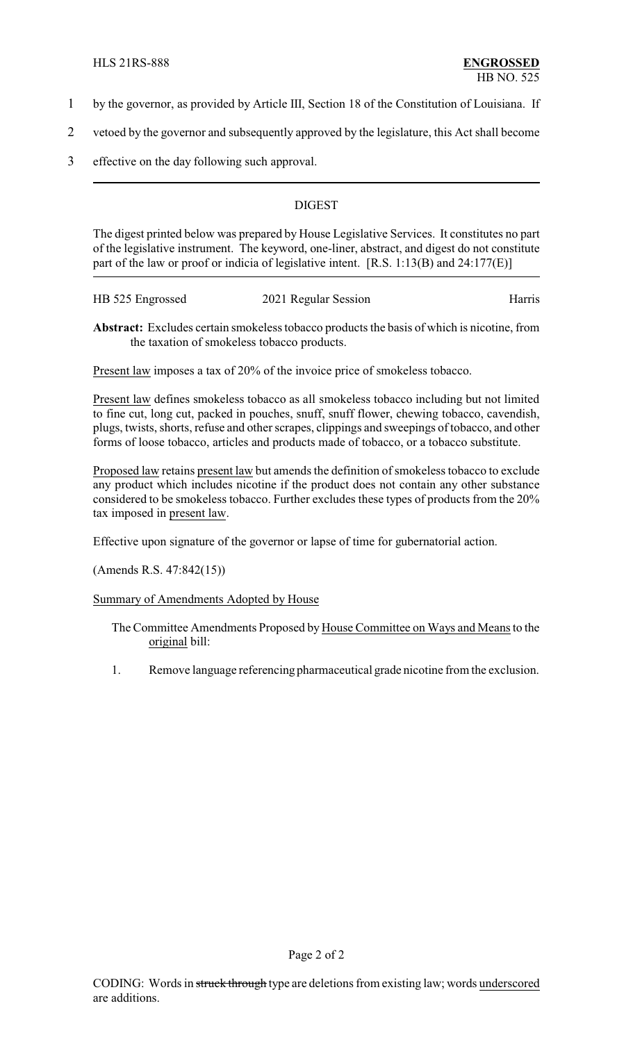1 by the governor, as provided by Article III, Section 18 of the Constitution of Louisiana. If

2 vetoed by the governor and subsequently approved by the legislature, this Act shall become

3 effective on the day following such approval.

---

## DIGEST

The digest printed below was prepared by House Legislative Services. It constitutes no part of the legislative instrument. The keyword, one-liner, abstract, and digest do not constitute part of the law or proof or indicia of legislative intent. [R.S. 1:13(B) and 24:177(E)]

---

HB 525 Engrossed 2021 Regular Session Harris

**Abstract:** Excludes certain smokeless tobacco products the basis of which is nicotine, from the taxation of smokeless tobacco products.

Present law imposes a tax of 20% of the invoice price of smokeless tobacco.

Present law defines smokeless tobacco as all smokeless tobacco including but not limited to fine cut, long cut, packed in pouches, snuff, snuff flower, chewing tobacco, cavendish, plugs, twists, shorts, refuse and other scrapes, clippings and sweepings of tobacco, and other forms of loose tobacco, articles and products made of tobacco, or a tobacco substitute.

Proposed law retains present law but amends the definition of smokeless tobacco to exclude any product which includes nicotine if the product does not contain any other substance considered to be smokeless tobacco. Further excludes these types of products from the 20% tax imposed in present law.

Effective upon signature of the governor or lapse of time for gubernatorial action.

(Amends R.S. 47:842(15))

Summary of Amendments Adopted by House

The Committee Amendments Proposed by House Committee on Ways and Means to the original bill:

1. Remove language referencing pharmaceutical grade nicotine from the exclusion.

CODING: Words in ~~struck through~~ type are deletions from existing law; words underscored are additions.